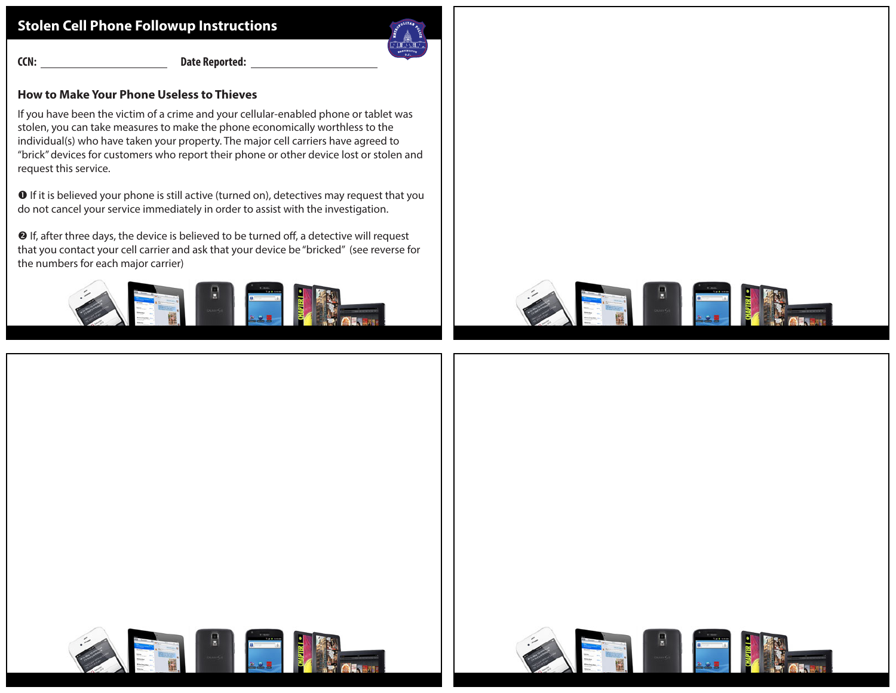# Stolen Cell Phone Followup Instructions

**CCN:** ______________________ **Date Reported:** ______________________

## How to Make Your Phone Useless to Thieves

If you have been the victim of a crime and your cellular-enabled phone or tablet was stolen, you can take measures to make the phone economically worthless to the individual(s) who have taken your property. The major cell carriers have agreed to "brick" devices for customers who report their phone or other device lost or stolen and request this service.

❶ If it is believed your phone is still active (turned on), detectives may request that you do not cancel your service immediately in order to assist with the investigation.

❷ If, after three days, the device is believed to be turned off, a detective will request that you contact your cell carrier and ask that your device be "bricked" (see reverse for the numbers for each major carrier)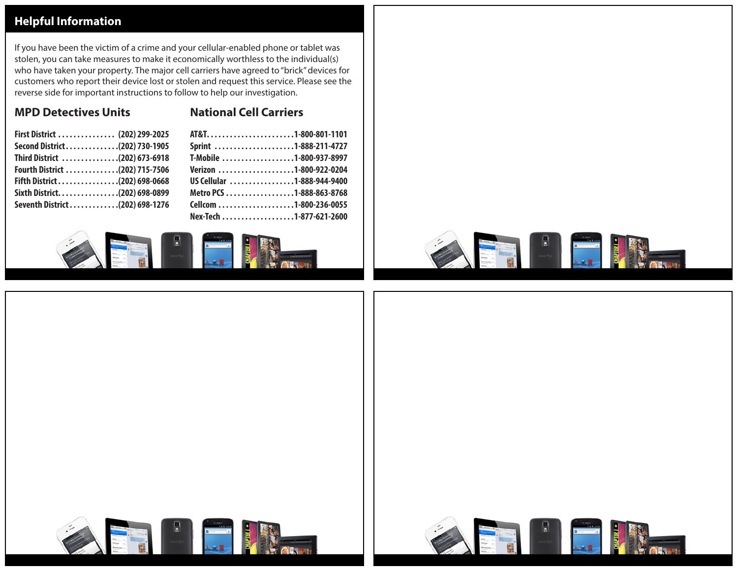## Helpful Information

If you have been the victim of a crime and your cellular-enabled phone or tablet was stolen, you can take measures to make it economically worthless to the individual(s) who have taken your property. The major cell carriers have agreed to "brick" devices for customers who report their device lost or stolen and request this service. Please see the reverse side for important instructions to follow to help our investigation.

### MPD Detectives Units

| | |
|---|---|
| First District | (202) 299-2025 |
| Second District | (202) 730-1905 |
| Third District | (202) 673-6918 |
| Fourth District | (202) 715-7506 |
| Fifth District | (202) 698-0668 |
| Sixth District | (202) 698-0899 |
| Seventh District | (202) 698-1276 |

### National Cell Carriers

| | |
|---|---|
| AT&T | 1-800-801-1101 |
| Sprint | 1-888-211-4727 |
| T-Mobile | 1-800-937-8997 |
| Verizon | 1-800-922-0204 |
| US Cellular | 1-888-944-9400 |
| Metro PCS | 1-888-863-8768 |
| Cellcom | 1-800-236-0055 |
| Nex-Tech | 1-877-621-2600 |